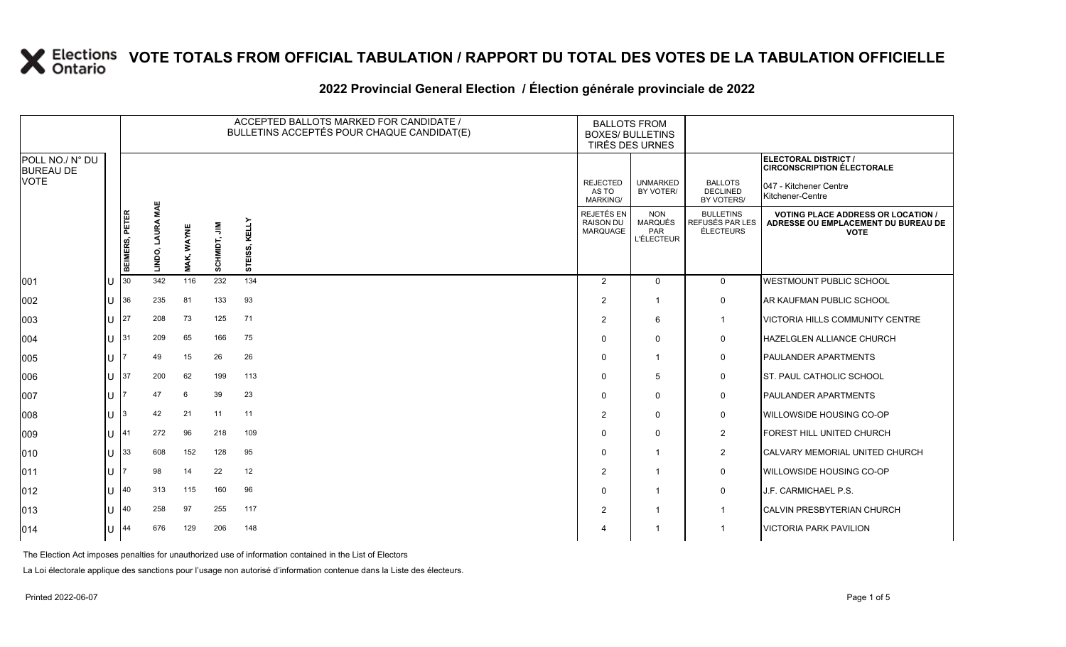# VOTE TOTALS FROM OFFICIAL TABULATION / RAPPORT DU TOTAL DES VOTES DE LA TABULATION OFFICIELLE

## 2022 Provincial General Election / Élection générale provinciale de 2022

**ELECTORAL DISTRICT / CIRCONSCRIPTION ÉLECTORALE:** 047 - Kitchener Centre / Kitchener-Centre

| POLL NO./ N° DU BUREAU DE VOTE | | ACCEPTED BALLOTS MARKED FOR CANDIDATE / BULLETINS ACCEPTÉS POUR CHAQUE CANDIDAT(E) | | | | | BALLOTS FROM BOXES/ BULLETINS TIRÉS DES URNES | | | VOTING PLACE ADDRESS OR LOCATION / ADRESSE OU EMPLACEMENT DU BUREAU DE VOTE |
|---|---|---|---|---|---|---|---|---|---|---|
| | | BEIMERS, PETER | LINDO, LAURA MAE | MAK, WAYNE | SCHMIDT, JIM | STEISS, KELLY | REJECTED AS TO MARKING/ REJETÉS EN RAISON DU MARQUAGE | UNMARKED BY VOTER/ NON MARQUÉS PAR L'ÉLECTEUR | BALLOTS DECLINED BY VOTERS/ BULLETINS REFUSÉS PAR LES ÉLECTEURS | |
| 001 | U | 30 | 342 | 116 | 232 | 134 | 2 | 0 | 0 | WESTMOUNT PUBLIC SCHOOL |
| 002 | U | 36 | 235 | 81 | 133 | 93 | 2 | 1 | 0 | AR KAUFMAN PUBLIC SCHOOL |
| 003 | U | 27 | 208 | 73 | 125 | 71 | 2 | 6 | 1 | VICTORIA HILLS COMMUNITY CENTRE |
| 004 | U | 31 | 209 | 65 | 166 | 75 | 0 | 0 | 0 | HAZELGLEN ALLIANCE CHURCH |
| 005 | U | 7 | 49 | 15 | 26 | 26 | 0 | 1 | 0 | PAULANDER APARTMENTS |
| 006 | U | 37 | 200 | 62 | 199 | 113 | 0 | 5 | 0 | ST. PAUL CATHOLIC SCHOOL |
| 007 | U | 7 | 47 | 6 | 39 | 23 | 0 | 0 | 0 | PAULANDER APARTMENTS |
| 008 | U | 3 | 42 | 21 | 11 | 11 | 2 | 0 | 0 | WILLOWSIDE HOUSING CO-OP |
| 009 | U | 41 | 272 | 96 | 218 | 109 | 0 | 0 | 2 | FOREST HILL UNITED CHURCH |
| 010 | U | 33 | 608 | 152 | 128 | 95 | 0 | 1 | 2 | CALVARY MEMORIAL UNITED CHURCH |
| 011 | U | 7 | 98 | 14 | 22 | 12 | 2 | 1 | 0 | WILLOWSIDE HOUSING CO-OP |
| 012 | U | 40 | 313 | 115 | 160 | 96 | 0 | 1 | 0 | J.F. CARMICHAEL P.S. |
| 013 | U | 40 | 258 | 97 | 255 | 117 | 2 | 1 | 1 | CALVIN PRESBYTERIAN CHURCH |
| 014 | U | 44 | 676 | 129 | 206 | 148 | 4 | 1 | 1 | VICTORIA PARK PAVILION |

The Election Act imposes penalties for unauthorized use of information contained in the List of Electors

La Loi électorale applique des sanctions pour l'usage non autorisé d'information contenue dans la Liste des électeurs.

Printed 2022-06-07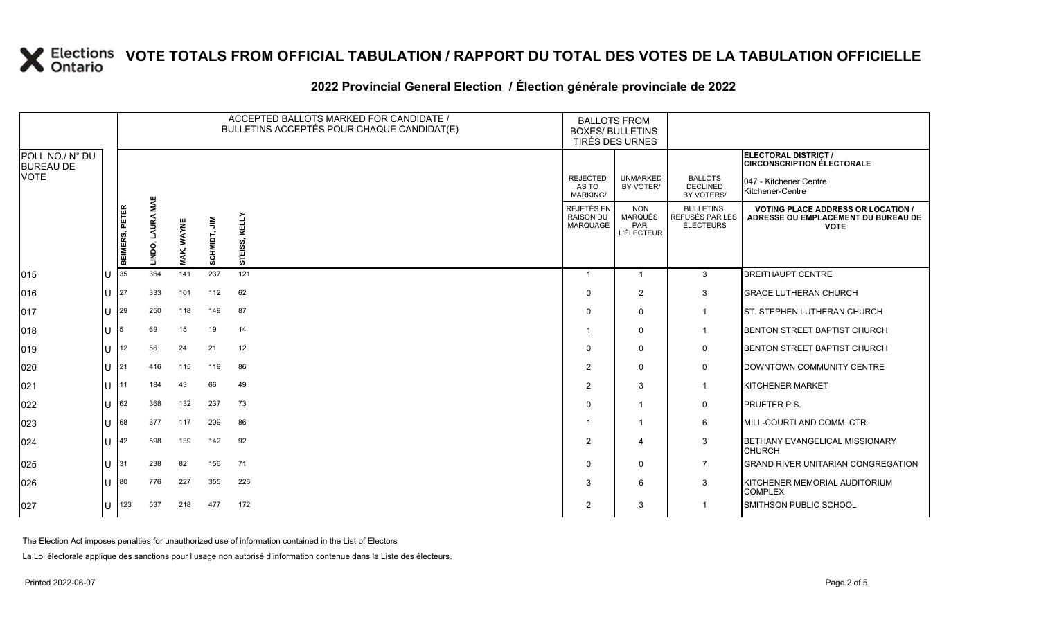# VOTE TOTALS FROM OFFICIAL TABULATION / RAPPORT DU TOTAL DES VOTES DE LA TABULATION OFFICIELLE

## 2022 Provincial General Election / Élection générale provinciale de 2022

ELECTORAL DISTRICT / CIRCONSCRIPTION ÉLECTORALE: 047 - Kitchener Centre / Kitchener-Centre

| POLL NO./ N° DU BUREAU DE VOTE | | ACCEPTED BALLOTS MARKED FOR CANDIDATE / BULLETINS ACCEPTÉS POUR CHAQUE CANDIDAT(E) | | | | | BALLOTS FROM BOXES/ BULLETINS TIRÉS DES URNES | | | |
|---|---|---|---|---|---|---|---|---|---|---|
| | | BEIMERS, PETER | LINDO, LAURA MAE | MAK, WAYNE | SCHMIDT, JIM | STEISS, KELLY | REJECTED AS TO MARKING/ REJETÉS EN RAISON DU MARQUAGE | UNMARKED BY VOTER/ NON MARQUÉS PAR L'ÉLECTEUR | BALLOTS DECLINED BY VOTERS/ BULLETINS REFUSÉS PAR LES ÉLECTEURS | VOTING PLACE ADDRESS OR LOCATION / ADRESSE OU EMPLACEMENT DU BUREAU DE VOTE |
| 015 | U | 35 | 364 | 141 | 237 | 121 | 1 | 1 | 3 | BREITHAUPT CENTRE |
| 016 | U | 27 | 333 | 101 | 112 | 62 | 0 | 2 | 3 | GRACE LUTHERAN CHURCH |
| 017 | U | 29 | 250 | 118 | 149 | 87 | 0 | 0 | 1 | ST. STEPHEN LUTHERAN CHURCH |
| 018 | U | 5 | 69 | 15 | 19 | 14 | 1 | 0 | 1 | BENTON STREET BAPTIST CHURCH |
| 019 | U | 12 | 56 | 24 | 21 | 12 | 0 | 0 | 0 | BENTON STREET BAPTIST CHURCH |
| 020 | U | 21 | 416 | 115 | 119 | 86 | 2 | 0 | 0 | DOWNTOWN COMMUNITY CENTRE |
| 021 | U | 11 | 184 | 43 | 66 | 49 | 2 | 3 | 1 | KITCHENER MARKET |
| 022 | U | 62 | 368 | 132 | 237 | 73 | 0 | 1 | 0 | PRUETER P.S. |
| 023 | U | 68 | 377 | 117 | 209 | 86 | 1 | 1 | 6 | MILL-COURTLAND COMM. CTR. |
| 024 | U | 42 | 598 | 139 | 142 | 92 | 2 | 4 | 3 | BETHANY EVANGELICAL MISSIONARY CHURCH |
| 025 | U | 31 | 238 | 82 | 156 | 71 | 0 | 0 | 7 | GRAND RIVER UNITARIAN CONGREGATION |
| 026 | U | 80 | 776 | 227 | 355 | 226 | 3 | 6 | 3 | KITCHENER MEMORIAL AUDITORIUM COMPLEX |
| 027 | U | 123 | 537 | 218 | 477 | 172 | 2 | 3 | 1 | SMITHSON PUBLIC SCHOOL |

The Election Act imposes penalties for unauthorized use of information contained in the List of Electors

La Loi électorale applique des sanctions pour l'usage non autorisé d'information contenue dans la Liste des électeurs.

Printed 2022-06-07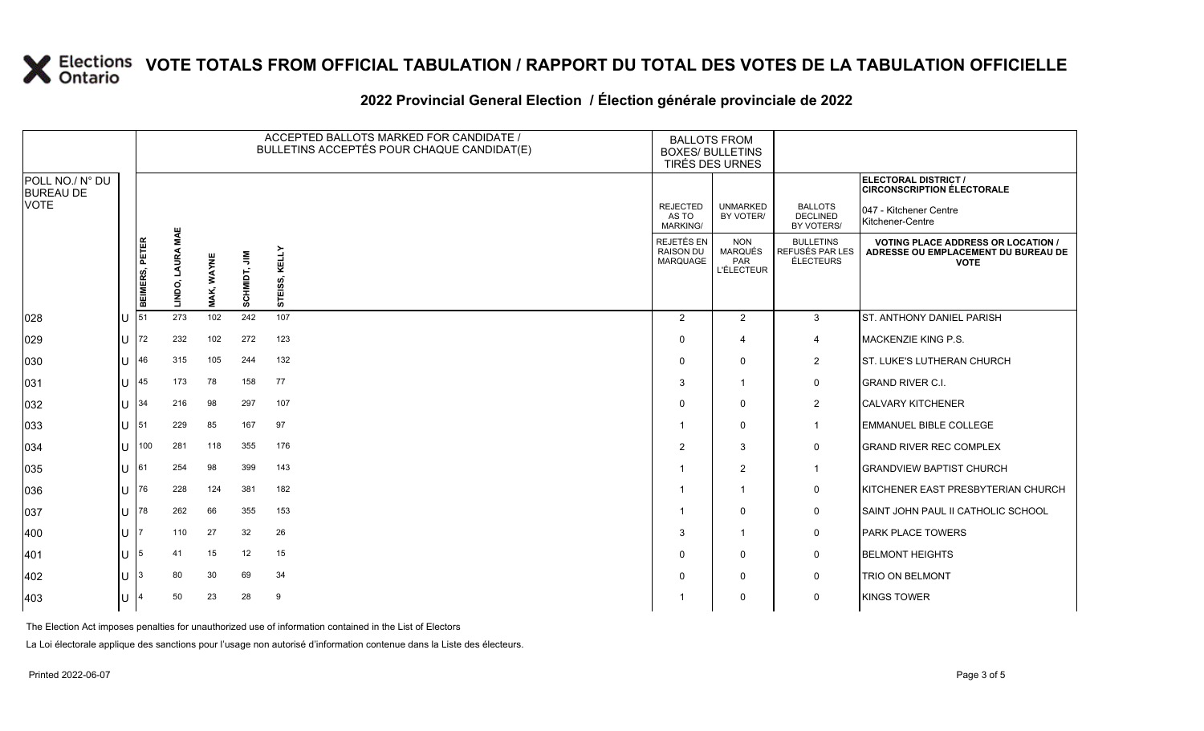# VOTE TOTALS FROM OFFICIAL TABULATION / RAPPORT DU TOTAL DES VOTES DE LA TABULATION OFFICIELLE

## 2022 Provincial General Election / Élection générale provinciale de 2022

**ELECTORAL DISTRICT / CIRCONSCRIPTION ÉLECTORALE:** 047 - Kitchener Centre / Kitchener-Centre

| POLL NO./ N° DU BUREAU DE VOTE | | BEIMERS, PETER | LINDO, LAURA MAE | MAK, WAYNE | SCHMIDT, JIM | STEISS, KELLY | REJECTED AS TO MARKING/ REJETÉS EN RAISON DU MARQUAGE | UNMARKED BY VOTER/ NON MARQUÉS PAR L'ÉLECTEUR | BALLOTS DECLINED BY VOTERS/ BULLETINS REFUSÉS PAR LES ÉLECTEURS | VOTING PLACE ADDRESS OR LOCATION / ADRESSE OU EMPLACEMENT DU BUREAU DE VOTE |
|---|---|---|---|---|---|---|---|---|---|---|
| 028 | U | 51 | 273 | 102 | 242 | 107 | 2 | 2 | 3 | ST. ANTHONY DANIEL PARISH |
| 029 | U | 72 | 232 | 102 | 272 | 123 | 0 | 4 | 4 | MACKENZIE KING P.S. |
| 030 | U | 46 | 315 | 105 | 244 | 132 | 0 | 0 | 2 | ST. LUKE'S LUTHERAN CHURCH |
| 031 | U | 45 | 173 | 78 | 158 | 77 | 3 | 1 | 0 | GRAND RIVER C.I. |
| 032 | U | 34 | 216 | 98 | 297 | 107 | 0 | 0 | 2 | CALVARY KITCHENER |
| 033 | U | 51 | 229 | 85 | 167 | 97 | 1 | 0 | 1 | EMMANUEL BIBLE COLLEGE |
| 034 | U | 100 | 281 | 118 | 355 | 176 | 2 | 3 | 0 | GRAND RIVER REC COMPLEX |
| 035 | U | 61 | 254 | 98 | 399 | 143 | 1 | 2 | 1 | GRANDVIEW BAPTIST CHURCH |
| 036 | U | 76 | 228 | 124 | 381 | 182 | 1 | 1 | 0 | KITCHENER EAST PRESBYTERIAN CHURCH |
| 037 | U | 78 | 262 | 66 | 355 | 153 | 1 | 0 | 0 | SAINT JOHN PAUL II CATHOLIC SCHOOL |
| 400 | U | 7 | 110 | 27 | 32 | 26 | 3 | 1 | 0 | PARK PLACE TOWERS |
| 401 | U | 5 | 41 | 15 | 12 | 15 | 0 | 0 | 0 | BELMONT HEIGHTS |
| 402 | U | 3 | 80 | 30 | 69 | 34 | 0 | 0 | 0 | TRIO ON BELMONT |
| 403 | U | 4 | 50 | 23 | 28 | 9 | 1 | 0 | 0 | KINGS TOWER |

The Election Act imposes penalties for unauthorized use of information contained in the List of Electors

La Loi électorale applique des sanctions pour l'usage non autorisé d'information contenue dans la Liste des électeurs.

Printed 2022-06-07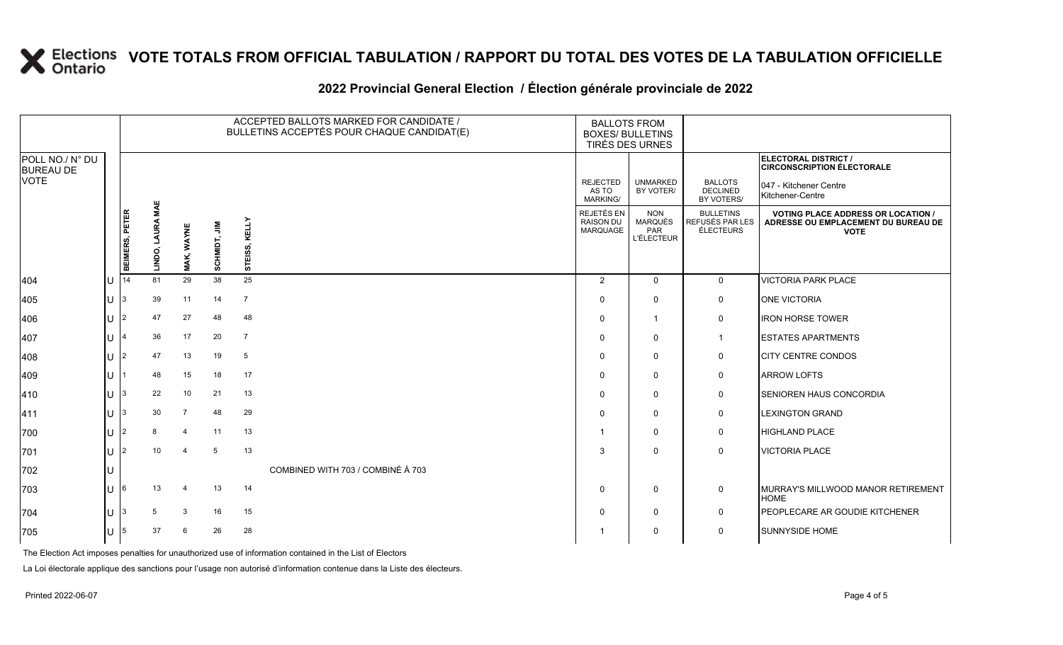# VOTE TOTALS FROM OFFICIAL TABULATION / RAPPORT DU TOTAL DES VOTES DE LA TABULATION OFFICIELLE

## 2022 Provincial General Election / Élection générale provinciale de 2022

ELECTORAL DISTRICT / CIRCONSCRIPTION ÉLECTORALE: 047 - Kitchener Centre / Kitchener-Centre

| POLL NO./ N° DU BUREAU DE VOTE | | BEIMERS, PETER | LINDO, LAURA MAE | MAK, WAYNE | SCHMIDT, JIM | STEISS, KELLY | REJECTED AS TO MARKING/ REJETÉS EN RAISON DU MARQUAGE | UNMARKED BY VOTER/ NON MARQUÉS PAR L'ÉLECTEUR | BALLOTS DECLINED BY VOTERS/ BULLETINS REFUSÉS PAR LES ÉLECTEURS | VOTING PLACE ADDRESS OR LOCATION / ADRESSE OU EMPLACEMENT DU BUREAU DE VOTE |
|---|---|---|---|---|---|---|---|---|---|---|
| 404 | U | 14 | 81 | 29 | 38 | 25 | 2 | 0 | 0 | VICTORIA PARK PLACE |
| 405 | U | 3 | 39 | 11 | 14 | 7 | 0 | 0 | 0 | ONE VICTORIA |
| 406 | U | 2 | 47 | 27 | 48 | 48 | 0 | 1 | 0 | IRON HORSE TOWER |
| 407 | U | 4 | 36 | 17 | 20 | 7 | 0 | 0 | 1 | ESTATES APARTMENTS |
| 408 | U | 2 | 47 | 13 | 19 | 5 | 0 | 0 | 0 | CITY CENTRE CONDOS |
| 409 | U | 1 | 48 | 15 | 18 | 17 | 0 | 0 | 0 | ARROW LOFTS |
| 410 | U | 3 | 22 | 10 | 21 | 13 | 0 | 0 | 0 | SENIOREN HAUS CONCORDIA |
| 411 | U | 3 | 30 | 7 | 48 | 29 | 0 | 0 | 0 | LEXINGTON GRAND |
| 700 | U | 2 | 8 | 4 | 11 | 13 | 1 | 0 | 0 | HIGHLAND PLACE |
| 701 | U | 2 | 10 | 4 | 5 | 13 | 3 | 0 | 0 | VICTORIA PLACE |
| 702 | U | COMBINED WITH 703 / COMBINÉ À 703 | | | | | | | | |
| 703 | U | 6 | 13 | 4 | 13 | 14 | 0 | 0 | 0 | MURRAY'S MILLWOOD MANOR RETIREMENT HOME |
| 704 | U | 3 | 5 | 3 | 16 | 15 | 0 | 0 | 0 | PEOPLECARE AR GOUDIE KITCHENER |
| 705 | U | 5 | 37 | 6 | 26 | 28 | 1 | 0 | 0 | SUNNYSIDE HOME |

The Election Act imposes penalties for unauthorized use of information contained in the List of Electors

La Loi électorale applique des sanctions pour l'usage non autorisé d'information contenue dans la Liste des électeurs.

Printed 2022-06-07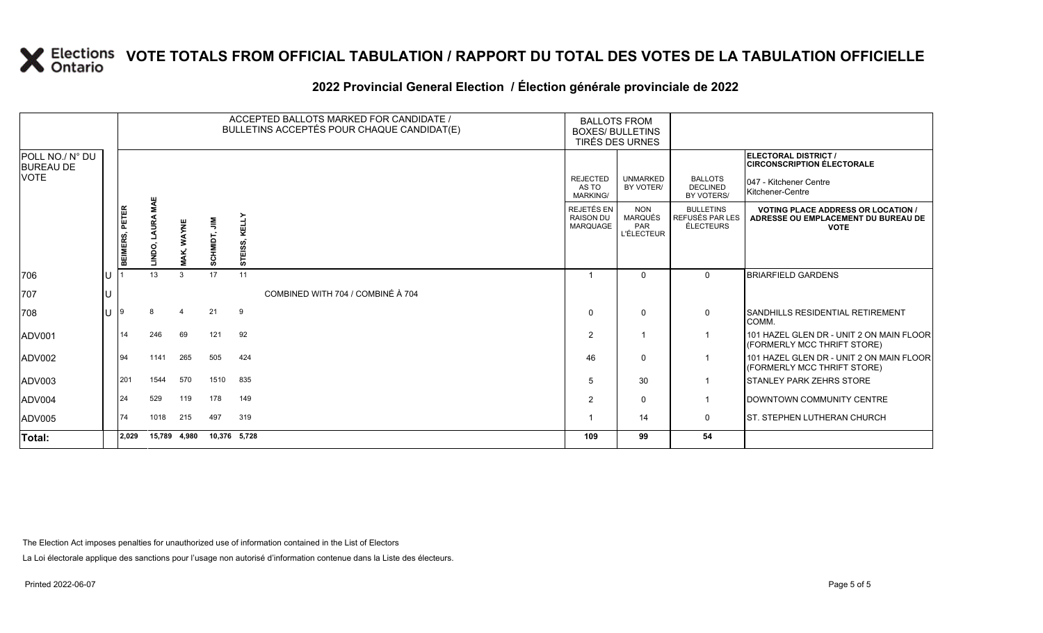# VOTE TOTALS FROM OFFICIAL TABULATION / RAPPORT DU TOTAL DES VOTES DE LA TABULATION OFFICIELLE

## 2022 Provincial General Election / Élection générale provinciale de 2022

**ELECTORAL DISTRICT / CIRCONSCRIPTION ÉLECTORALE:** 047 - Kitchener Centre / Kitchener-Centre

| POLL NO./ N° DU BUREAU DE VOTE | | BEIMERS, PETER | LINDO, LAURA MAE | MAK, WAYNE | SCHMIDT, JIM | STEISS, KELLY | REJECTED AS TO MARKING/ REJETÉS EN RAISON DU MARQUAGE | UNMARKED BY VOTER/ NON MARQUÉS PAR L'ÉLECTEUR | BALLOTS DECLINED BY VOTERS/ BULLETINS REFUSÉS PAR LES ÉLECTEURS | VOTING PLACE ADDRESS OR LOCATION / ADRESSE OU EMPLACEMENT DU BUREAU DE VOTE |
|---|---|---|---|---|---|---|---|---|---|---|
| 706 | U | 1 | 13 | 3 | 17 | 11 | 1 | 0 | 0 | BRIARFIELD GARDENS |
| 707 | U | COMBINED WITH 704 / COMBINÉ À 704 | | | | | | | | |
| 708 | U | 9 | 8 | 4 | 21 | 9 | 0 | 0 | 0 | SANDHILLS RESIDENTIAL RETIREMENT COMM. |
| ADV001 | | 14 | 246 | 69 | 121 | 92 | 2 | 1 | 1 | 101 HAZEL GLEN DR - UNIT 2 ON MAIN FLOOR (FORMERLY MCC THRIFT STORE) |
| ADV002 | | 94 | 1141 | 265 | 505 | 424 | 46 | 0 | 1 | 101 HAZEL GLEN DR - UNIT 2 ON MAIN FLOOR (FORMERLY MCC THRIFT STORE) |
| ADV003 | | 201 | 1544 | 570 | 1510 | 835 | 5 | 30 | 1 | STANLEY PARK ZEHRS STORE |
| ADV004 | | 24 | 529 | 119 | 178 | 149 | 2 | 0 | 1 | DOWNTOWN COMMUNITY CENTRE |
| ADV005 | | 74 | 1018 | 215 | 497 | 319 | 1 | 14 | 0 | ST. STEPHEN LUTHERAN CHURCH |
| **Total:** | | **2,029** | **15,789** | **4,980** | **10,376** | **5,728** | **109** | **99** | **54** | |

The Election Act imposes penalties for unauthorized use of information contained in the List of Electors

La Loi électorale applique des sanctions pour l'usage non autorisé d'information contenue dans la Liste des électeurs.

Printed 2022-06-07